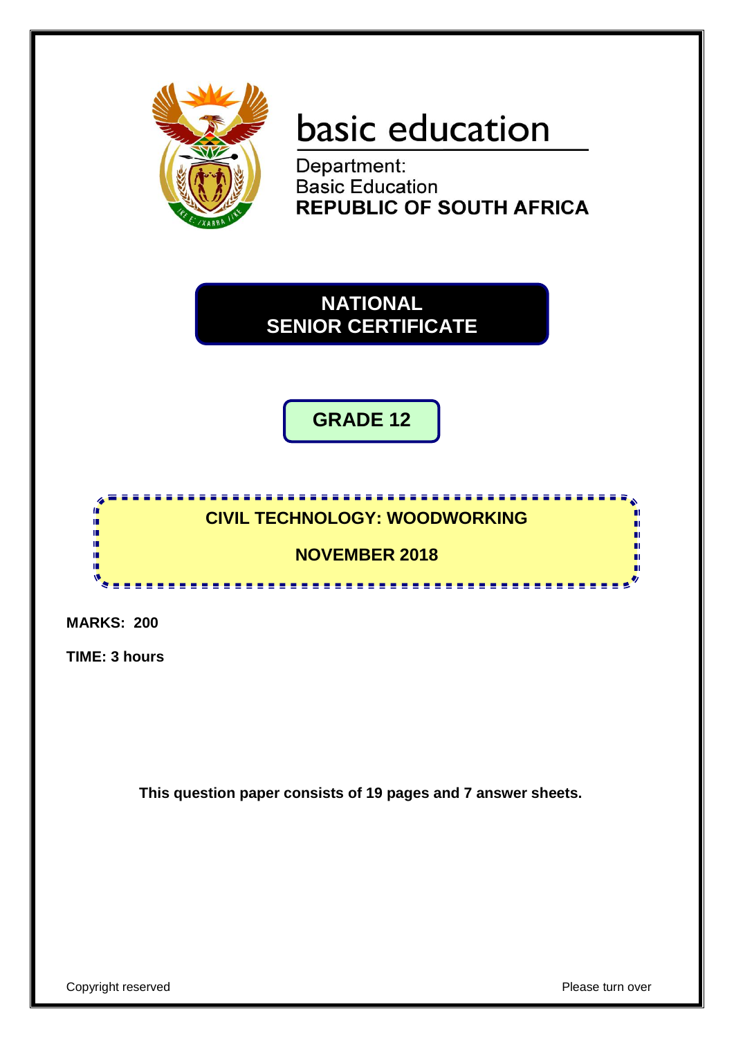basic education

Department:
Basic Education
**REPUBLIC OF SOUTH AFRICA**

# NATIONAL SENIOR CERTIFICATE

## GRADE 12

## CIVIL TECHNOLOGY: WOODWORKING

## NOVEMBER 2018

**MARKS: 200**

**TIME: 3 hours**

**This question paper consists of 19 pages and 7 answer sheets.**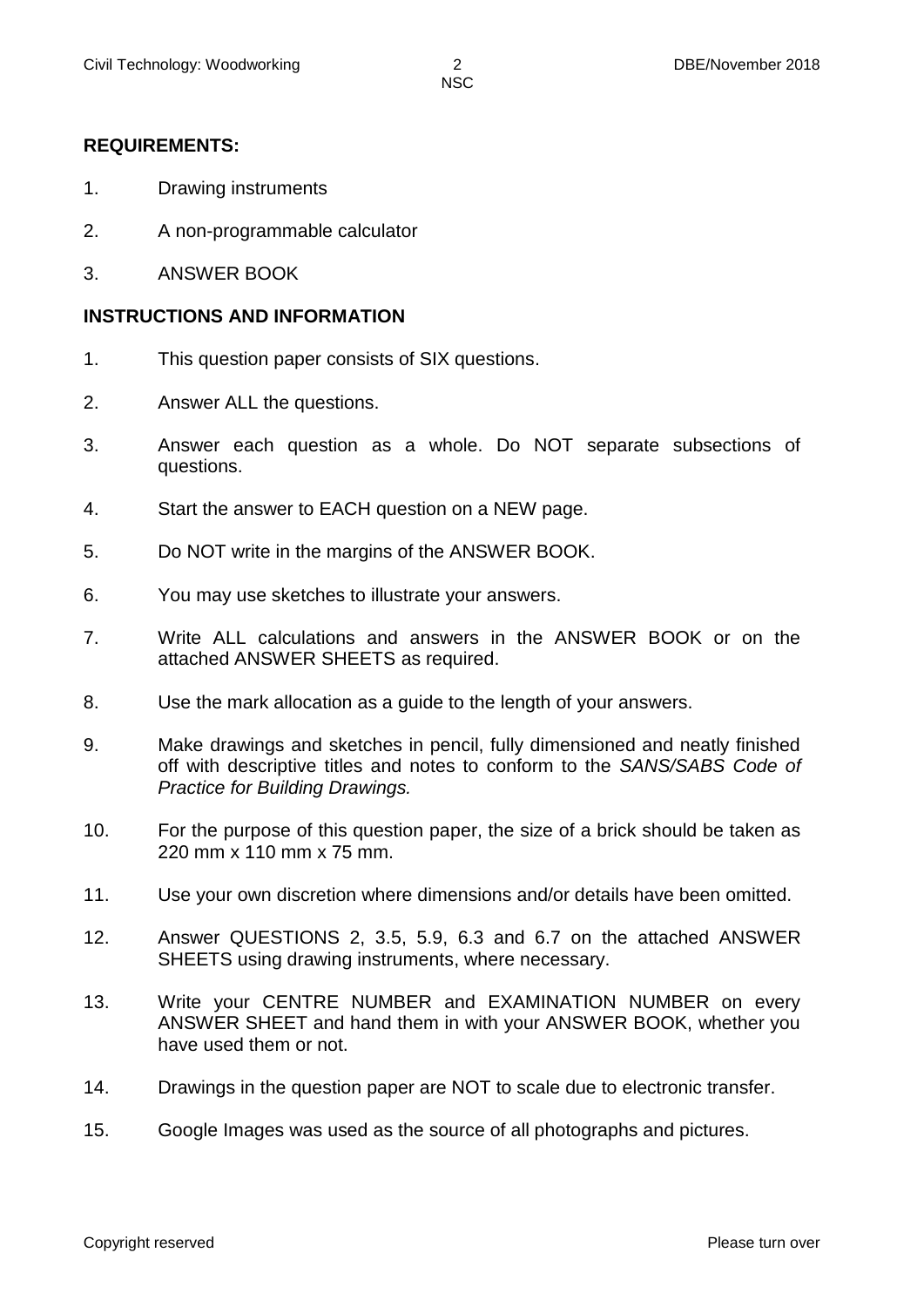## REQUIREMENTS:

1. Drawing instruments
2. A non-programmable calculator
3. ANSWER BOOK

## INSTRUCTIONS AND INFORMATION

1. This question paper consists of SIX questions.
2. Answer ALL the questions.
3. Answer each question as a whole. Do NOT separate subsections of questions.
4. Start the answer to EACH question on a NEW page.
5. Do NOT write in the margins of the ANSWER BOOK.
6. You may use sketches to illustrate your answers.
7. Write ALL calculations and answers in the ANSWER BOOK or on the attached ANSWER SHEETS as required.
8. Use the mark allocation as a guide to the length of your answers.
9. Make drawings and sketches in pencil, fully dimensioned and neatly finished off with descriptive titles and notes to conform to the *SANS/SABS Code of Practice for Building Drawings.*
10. For the purpose of this question paper, the size of a brick should be taken as 220 mm x 110 mm x 75 mm.
11. Use your own discretion where dimensions and/or details have been omitted.
12. Answer QUESTIONS 2, 3.5, 5.9, 6.3 and 6.7 on the attached ANSWER SHEETS using drawing instruments, where necessary.
13. Write your CENTRE NUMBER and EXAMINATION NUMBER on every ANSWER SHEET and hand them in with your ANSWER BOOK, whether you have used them or not.
14. Drawings in the question paper are NOT to scale due to electronic transfer.
15. Google Images was used as the source of all photographs and pictures.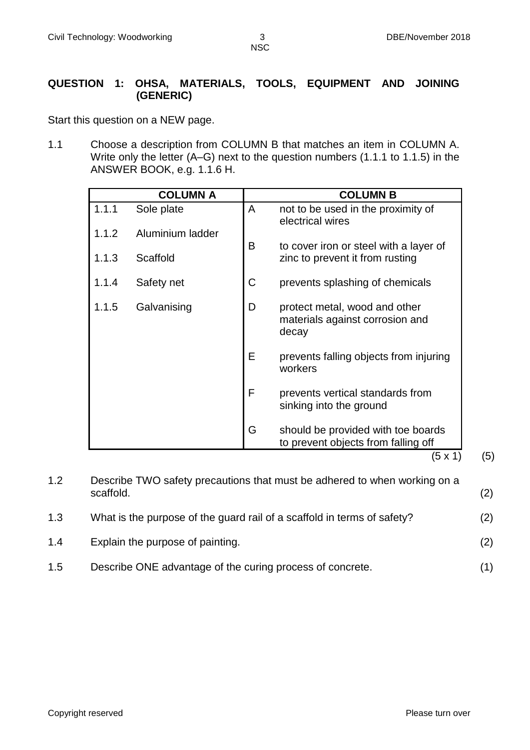**QUESTION 1: OHSA, MATERIALS, TOOLS, EQUIPMENT AND JOINING (GENERIC)**

Start this question on a NEW page.

1.1 Choose a description from COLUMN B that matches an item in COLUMN A. Write only the letter (A–G) next to the question numbers (1.1.1 to 1.1.5) in the ANSWER BOOK, e.g. 1.1.6 H.

| COLUMN A | | COLUMN B | |
|---|---|---|---|
| 1.1.1 | Sole plate | A | not to be used in the proximity of electrical wires |
| 1.1.2 | Aluminium ladder | B | to cover iron or steel with a layer of zinc to prevent it from rusting |
| 1.1.3 | Scaffold | C | prevents splashing of chemicals |
| 1.1.4 | Safety net | D | protect metal, wood and other materials against corrosion and decay |
| 1.1.5 | Galvanising | E | prevents falling objects from injuring workers |
| | | F | prevents vertical standards from sinking into the ground |
| | | G | should be provided with toe boards to prevent objects from falling off |

(5 x 1) (5)

1.2 Describe TWO safety precautions that must be adhered to when working on a scaffold. (2)

1.3 What is the purpose of the guard rail of a scaffold in terms of safety? (2)

1.4 Explain the purpose of painting. (2)

1.5 Describe ONE advantage of the curing process of concrete. (1)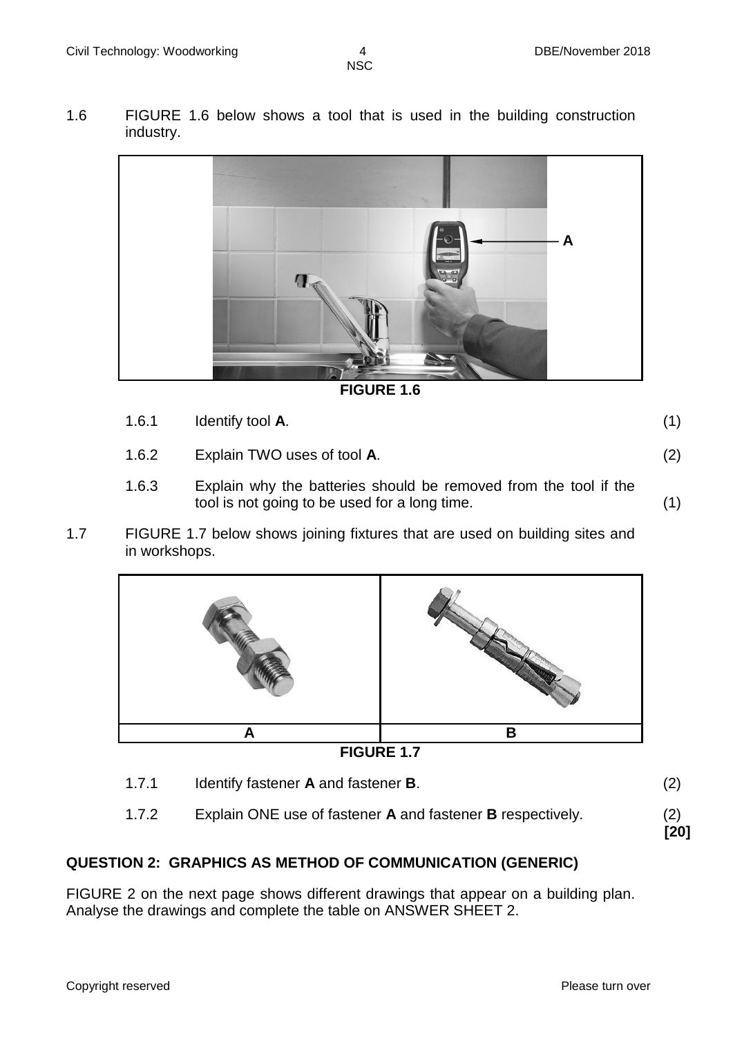1.6 FIGURE 1.6 below shows a tool that is used in the building construction industry.

A

**FIGURE 1.6**

1.6.1 Identify tool **A**. (1)

1.6.2 Explain TWO uses of tool **A**. (2)

1.6.3 Explain why the batteries should be removed from the tool if the tool is not going to be used for a long time. (1)

1.7 FIGURE 1.7 below shows joining fixtures that are used on building sites and in workshops.

| A | B |
|---|---|

**FIGURE 1.7**

1.7.1 Identify fastener **A** and fastener **B**. (2)

1.7.2 Explain ONE use of fastener **A** and fastener **B** respectively. (2)
**[20]**

## QUESTION 2: GRAPHICS AS METHOD OF COMMUNICATION (GENERIC)

FIGURE 2 on the next page shows different drawings that appear on a building plan. Analyse the drawings and complete the table on ANSWER SHEET 2.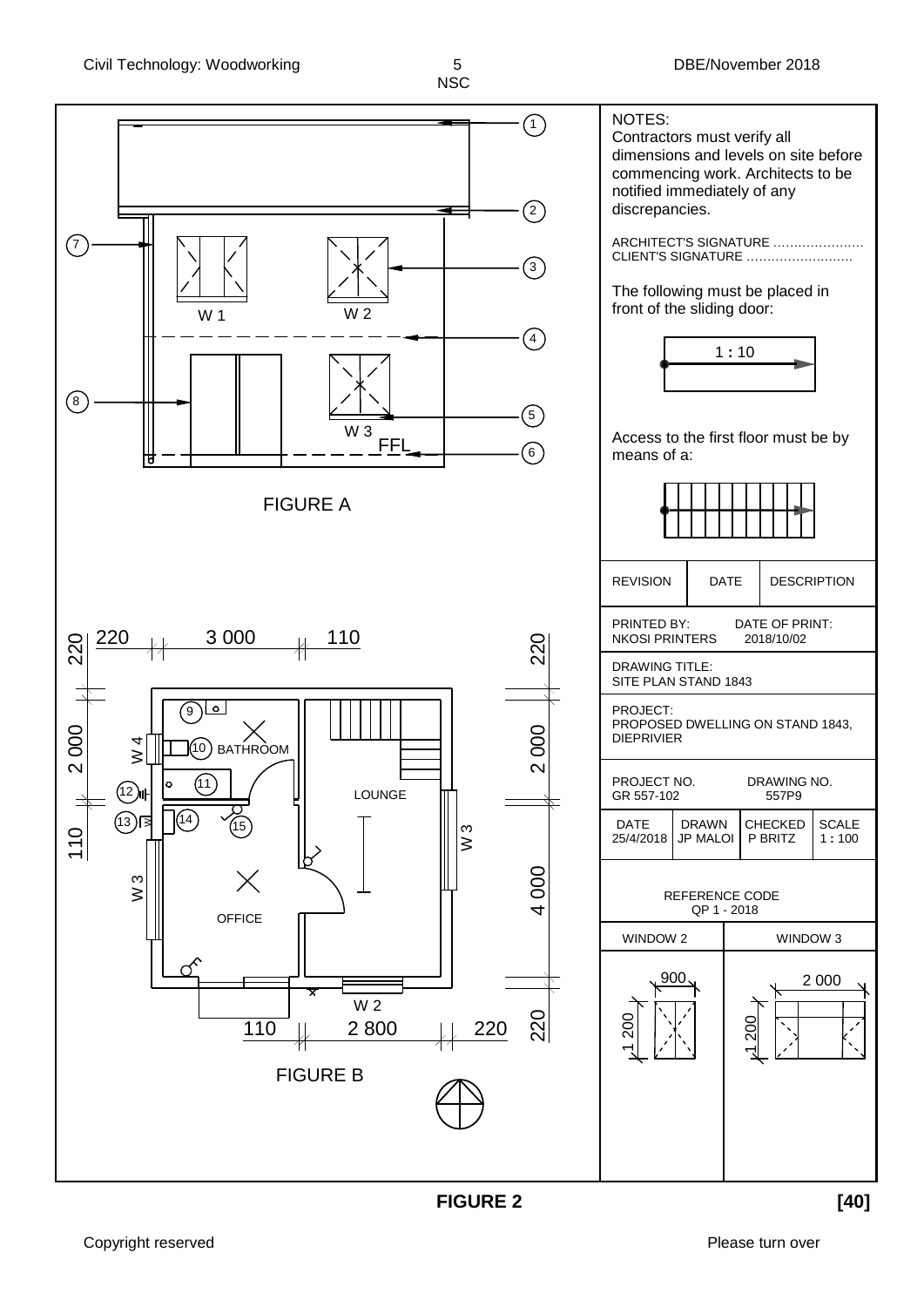**FIGURE A**

1
2
3
4
5
6
7
8

W 1
W 2
W 3
FFL

**FIGURE B**

220 | 3 000 | 110

220
2 000
110
4 000
220

9
10 BATHROOM
11
12
13
14
15

W 4
W 3
LOUNGE
OFFICE
W 2
W 3

110 | 2 800 | 220

NOTES:
Contractors must verify all dimensions and levels on site before commencing work. Architects to be notified immediately of any discrepancies.

ARCHITECT'S SIGNATURE …………………
CLIENT'S SIGNATURE ……………………

The following must be placed in front of the sliding door:

1 : 10

Access to the first floor must be by means of a:

| REVISION | DATE | DESCRIPTION |
|---|---|---|

PRINTED BY: NKOSI PRINTERS — DATE OF PRINT: 2018/10/02

DRAWING TITLE: SITE PLAN STAND 1843

PROJECT: PROPOSED DWELLING ON STAND 1843, DIEPRIVIER

PROJECT NO. GR 557-102 — DRAWING NO. 557P9

| DATE | DRAWN | CHECKED | SCALE |
|---|---|---|---|
| 25/4/2018 | JP MALOI | P BRITZ | 1 : 100 |

REFERENCE CODE
QP 1 - 2018

| WINDOW 2 | WINDOW 3 |
|---|---|
| 900 × 1 200 | 2 000 × 1 200 |

**FIGURE 2** **[40]**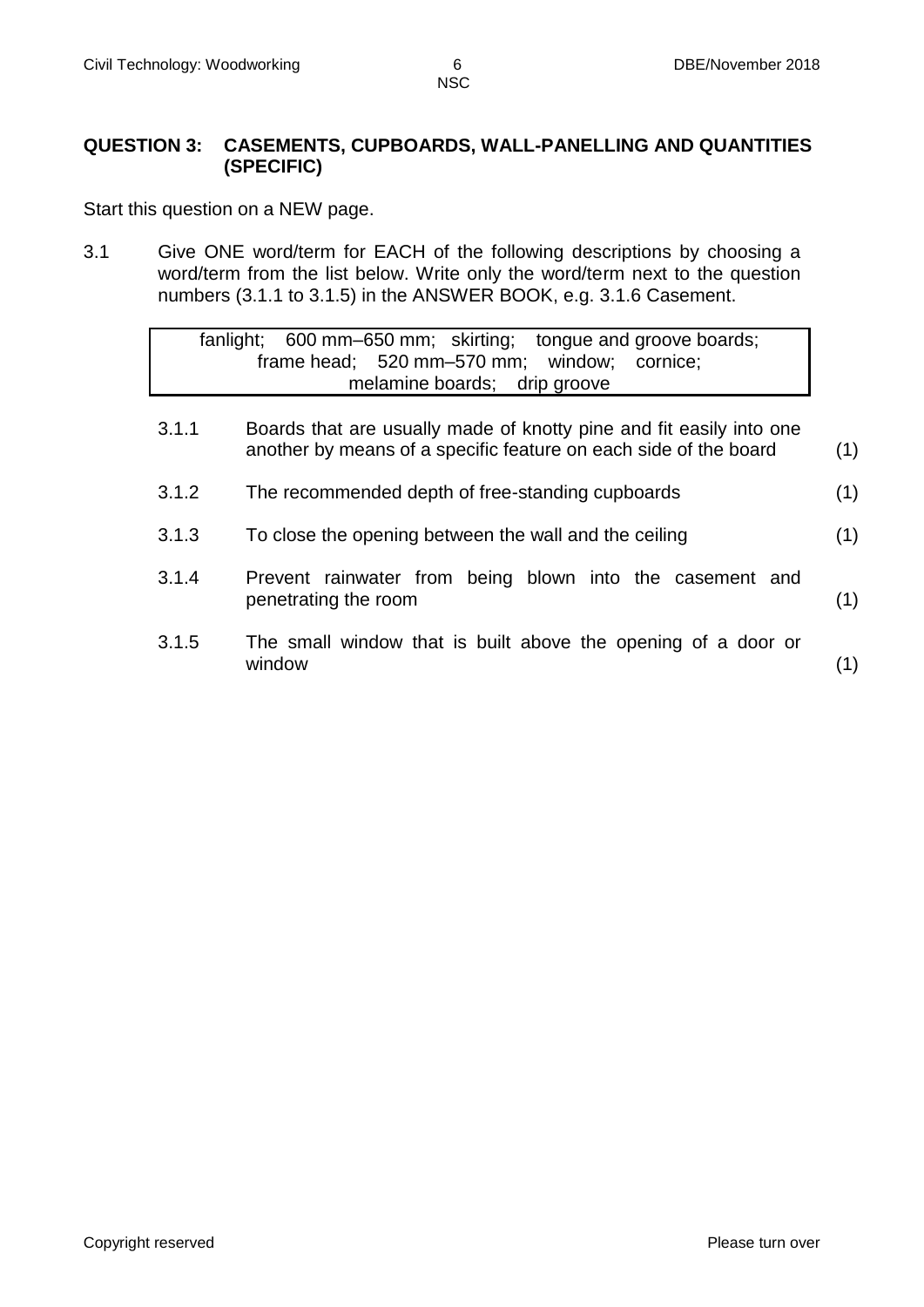## QUESTION 3: CASEMENTS, CUPBOARDS, WALL-PANELLING AND QUANTITIES (SPECIFIC)

Start this question on a NEW page.

3.1 Give ONE word/term for EACH of the following descriptions by choosing a word/term from the list below. Write only the word/term next to the question numbers (3.1.1 to 3.1.5) in the ANSWER BOOK, e.g. 3.1.6 Casement.

| fanlight; 600 mm–650 mm; skirting; tongue and groove boards; frame head; 520 mm–570 mm; window; cornice; melamine boards; drip groove |
|---|

3.1.1 Boards that are usually made of knotty pine and fit easily into one another by means of a specific feature on each side of the board (1)

3.1.2 The recommended depth of free-standing cupboards (1)

3.1.3 To close the opening between the wall and the ceiling (1)

3.1.4 Prevent rainwater from being blown into the casement and penetrating the room (1)

3.1.5 The small window that is built above the opening of a door or window (1)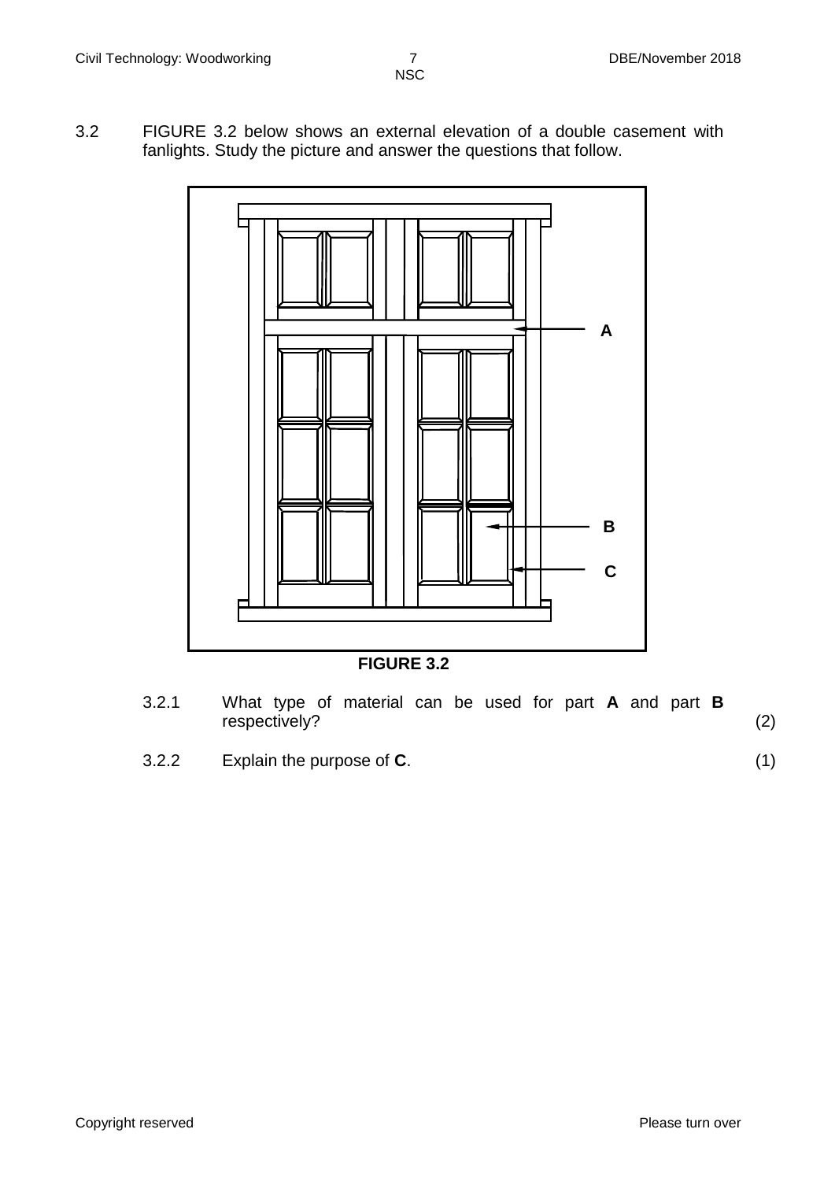3.2 FIGURE 3.2 below shows an external elevation of a double casement with fanlights. Study the picture and answer the questions that follow.

A

B

C

**FIGURE 3.2**

3.2.1 What type of material can be used for part **A** and part **B** respectively? (2)

3.2.2 Explain the purpose of **C**. (1)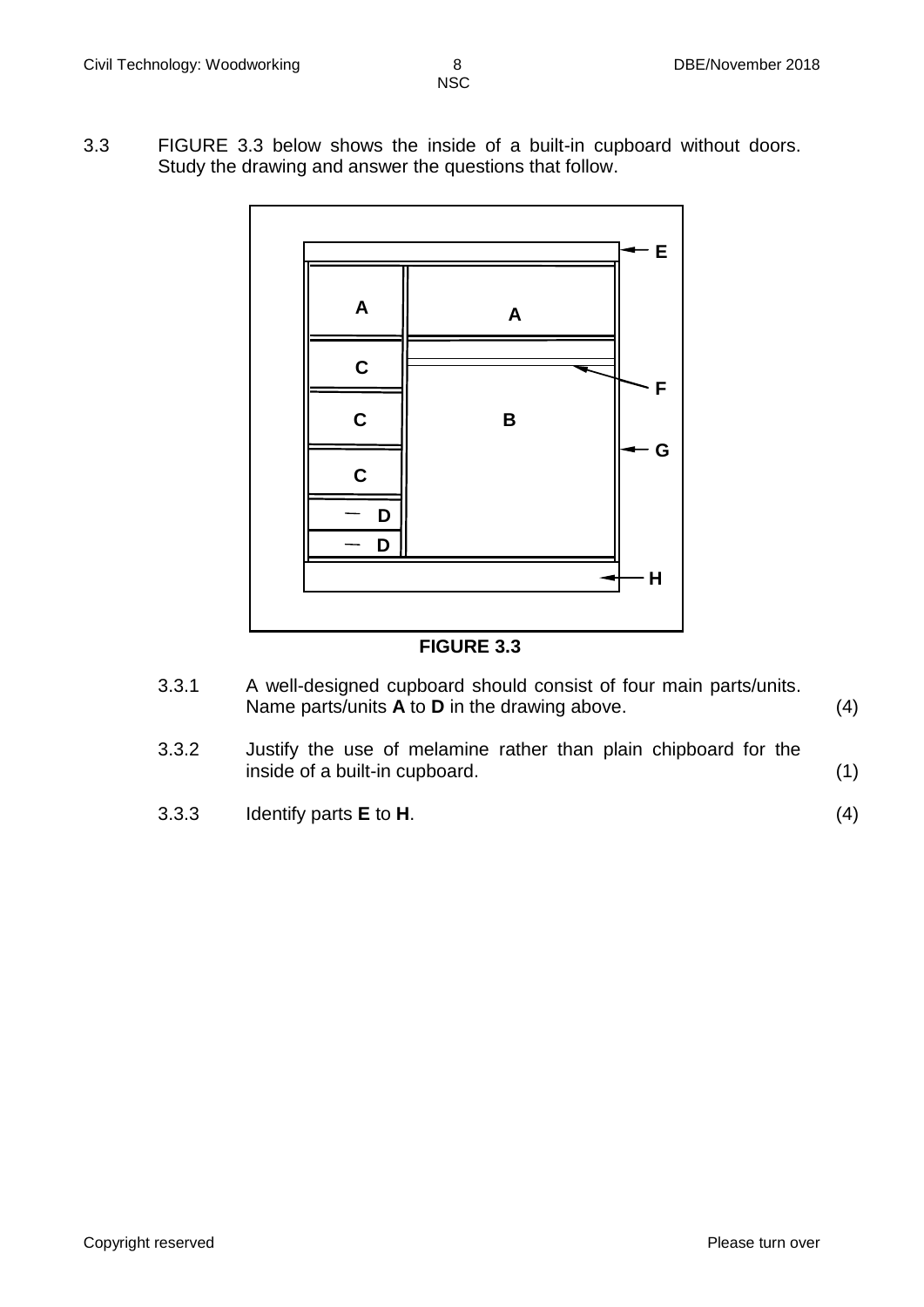3.3 FIGURE 3.3 below shows the inside of a built-in cupboard without doors. Study the drawing and answer the questions that follow.

FIGURE 3.3

3.3.1 A well-designed cupboard should consist of four main parts/units. Name parts/units **A** to **D** in the drawing above. (4)

3.3.2 Justify the use of melamine rather than plain chipboard for the inside of a built-in cupboard. (1)

3.3.3 Identify parts **E** to **H**. (4)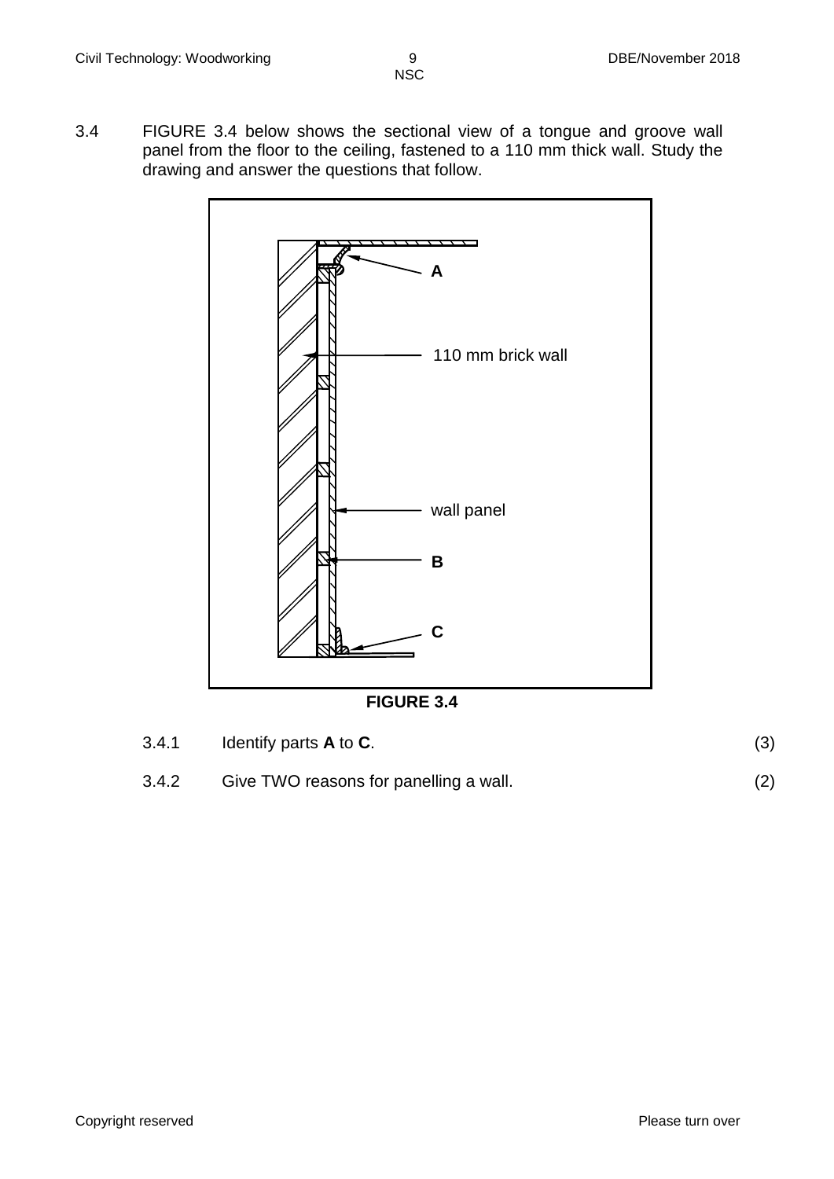3.4 FIGURE 3.4 below shows the sectional view of a tongue and groove wall panel from the floor to the ceiling, fastened to a 110 mm thick wall. Study the drawing and answer the questions that follow.

A

110 mm brick wall

wall panel

B

C

**FIGURE 3.4**

3.4.1 Identify parts **A** to **C**. (3)

3.4.2 Give TWO reasons for panelling a wall. (2)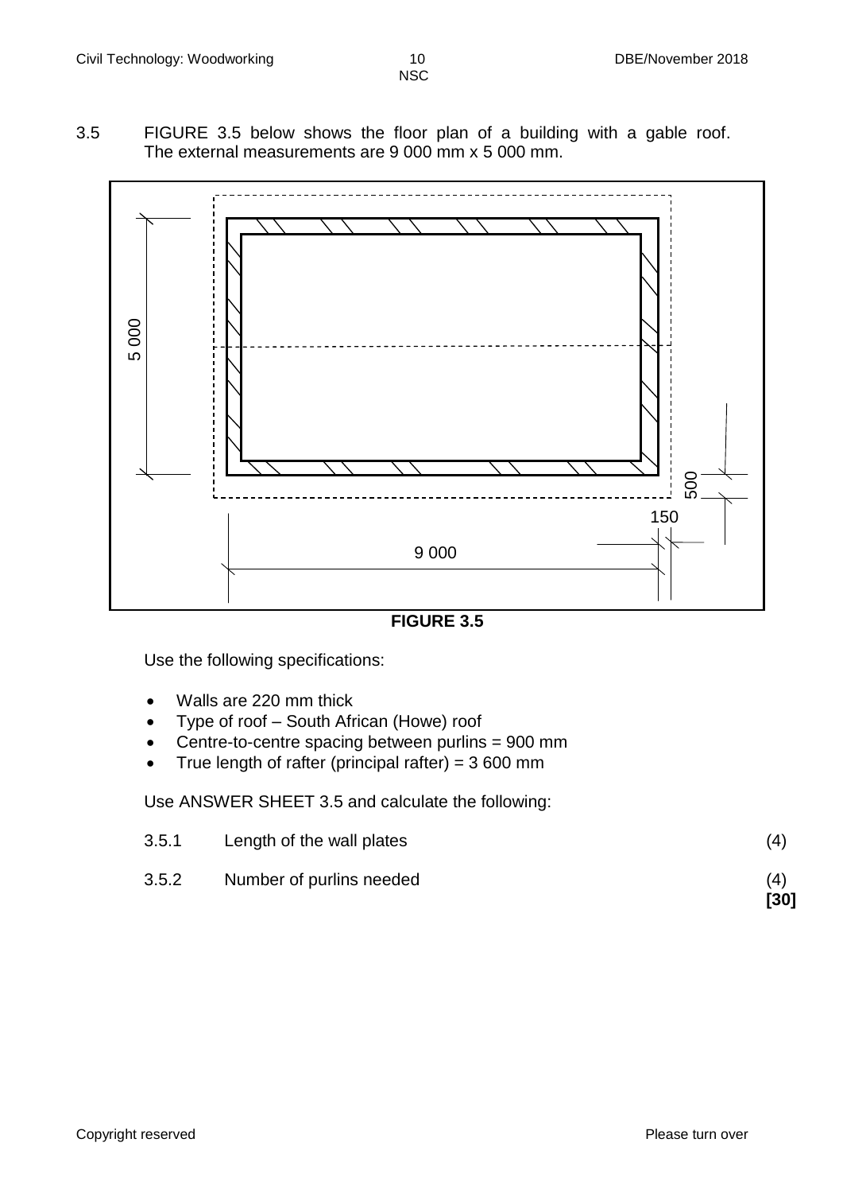3.5 FIGURE 3.5 below shows the floor plan of a building with a gable roof. The external measurements are 9 000 mm x 5 000 mm.

**FIGURE 3.5**

Use the following specifications:

- Walls are 220 mm thick
- Type of roof – South African (Howe) roof
- Centre-to-centre spacing between purlins = 900 mm
- True length of rafter (principal rafter) = 3 600 mm

Use ANSWER SHEET 3.5 and calculate the following:

3.5.1 Length of the wall plates (4)

3.5.2 Number of purlins needed (4)

**[30]**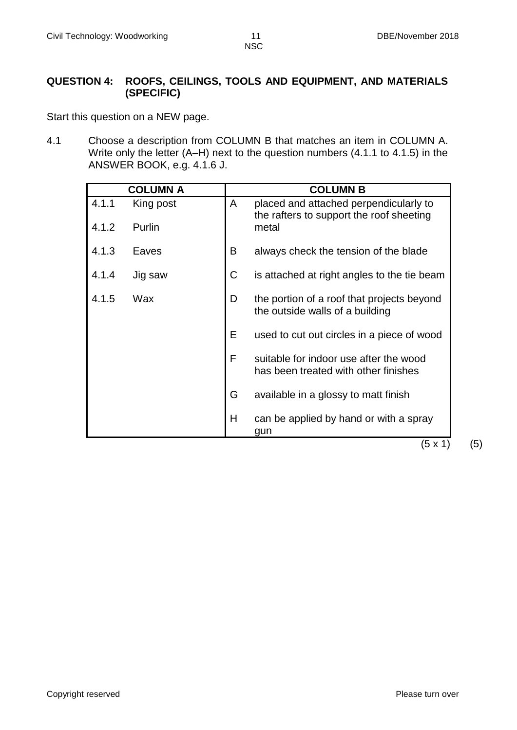## QUESTION 4: ROOFS, CEILINGS, TOOLS AND EQUIPMENT, AND MATERIALS (SPECIFIC)

Start this question on a NEW page.

4.1 Choose a description from COLUMN B that matches an item in COLUMN A. Write only the letter (A–H) next to the question numbers (4.1.1 to 4.1.5) in the ANSWER BOOK, e.g. 4.1.6 J.

| COLUMN A | | COLUMN B | |
|---|---|---|---|
| 4.1.1 | King post | A | placed and attached perpendicularly to the rafters to support the roof sheeting metal |
| 4.1.2 | Purlin | | |
| 4.1.3 | Eaves | B | always check the tension of the blade |
| 4.1.4 | Jig saw | C | is attached at right angles to the tie beam |
| 4.1.5 | Wax | D | the portion of a roof that projects beyond the outside walls of a building |
| | | E | used to cut out circles in a piece of wood |
| | | F | suitable for indoor use after the wood has been treated with other finishes |
| | | G | available in a glossy to matt finish |
| | | H | can be applied by hand or with a spray gun |

(5 x 1) (5)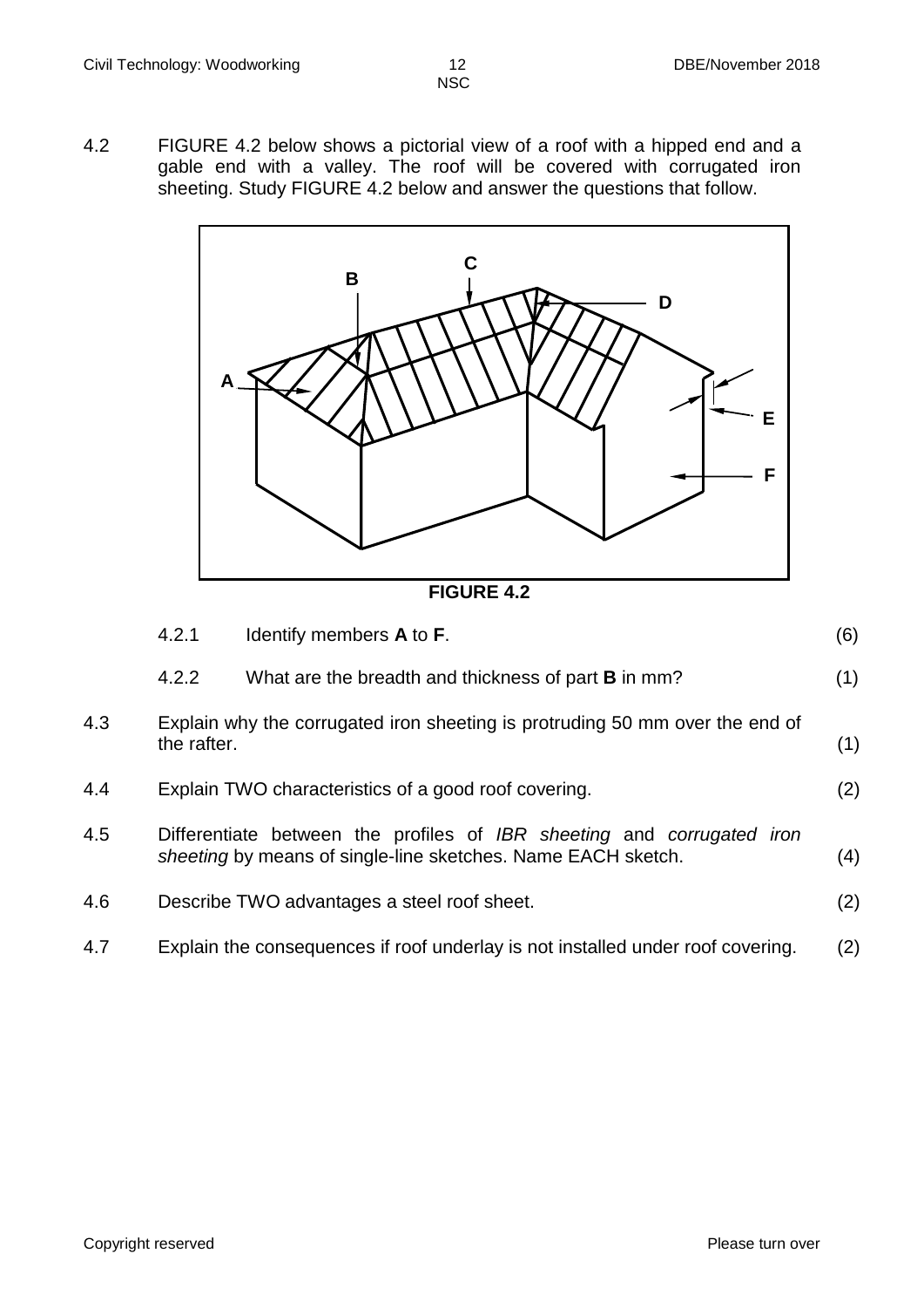4.2 FIGURE 4.2 below shows a pictorial view of a roof with a hipped end and a gable end with a valley. The roof will be covered with corrugated iron sheeting. Study FIGURE 4.2 below and answer the questions that follow.

**FIGURE 4.2**

| | | | |
|---|---|---|---|
| | 4.2.1 | Identify members **A** to **F**. | (6) |
| | 4.2.2 | What are the breadth and thickness of part **B** in mm? | (1) |

4.3 Explain why the corrugated iron sheeting is protruding 50 mm over the end of the rafter. (1)

4.4 Explain TWO characteristics of a good roof covering. (2)

4.5 Differentiate between the profiles of *IBR sheeting* and *corrugated iron sheeting* by means of single-line sketches. Name EACH sketch. (4)

4.6 Describe TWO advantages a steel roof sheet. (2)

4.7 Explain the consequences if roof underlay is not installed under roof covering. (2)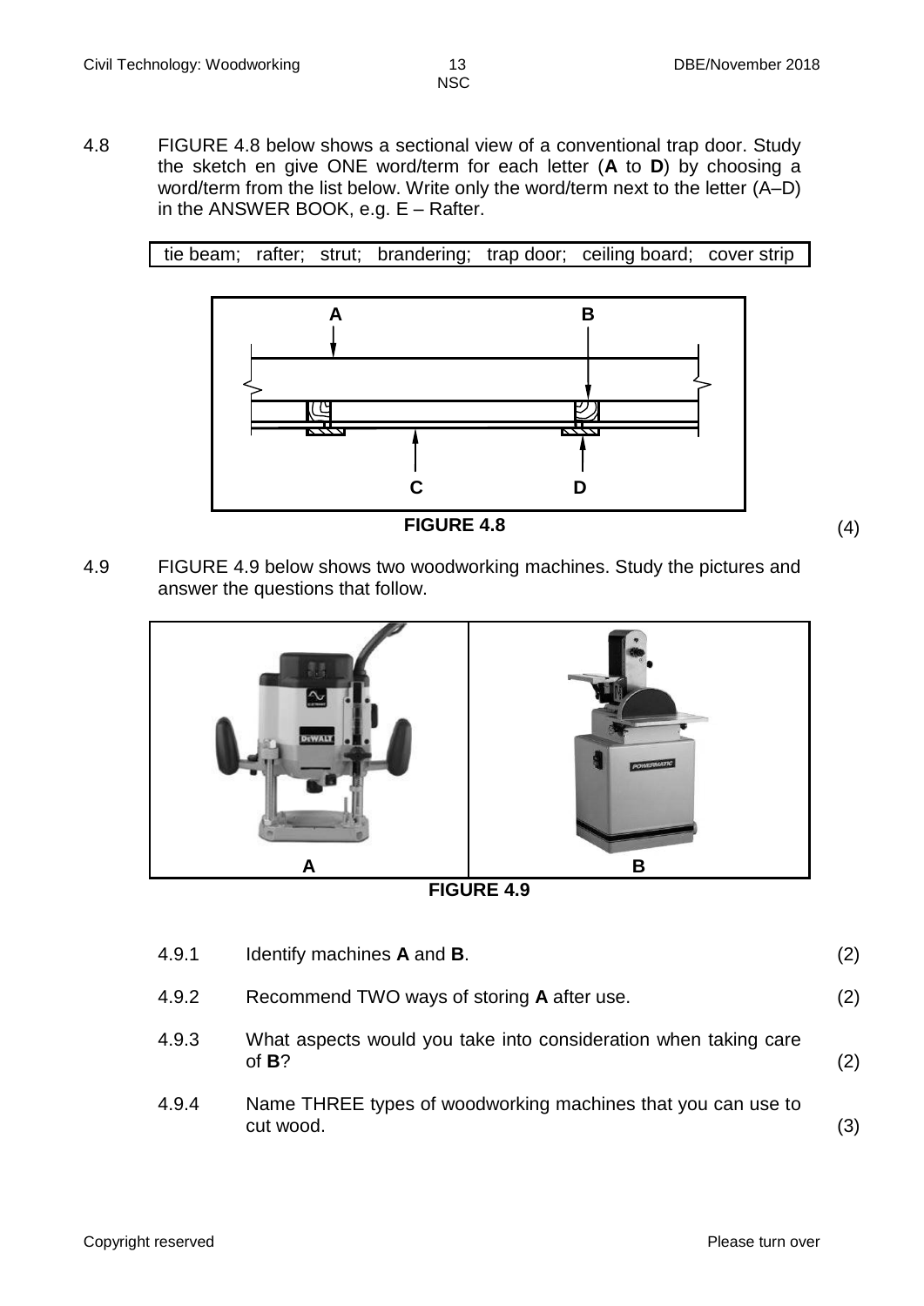4.8 FIGURE 4.8 below shows a sectional view of a conventional trap door. Study the sketch en give ONE word/term for each letter (**A** to **D**) by choosing a word/term from the list below. Write only the word/term next to the letter (A–D) in the ANSWER BOOK, e.g. E – Rafter.

| tie beam; rafter; strut; brandering; trap door; ceiling board; cover strip |
|---|

A B

C D

**FIGURE 4.8**

(4)

4.9 FIGURE 4.9 below shows two woodworking machines. Study the pictures and answer the questions that follow.

A B

**FIGURE 4.9**

4.9.1 Identify machines **A** and **B**. (2)

4.9.2 Recommend TWO ways of storing **A** after use. (2)

4.9.3 What aspects would you take into consideration when taking care of **B**? (2)

4.9.4 Name THREE types of woodworking machines that you can use to cut wood. (3)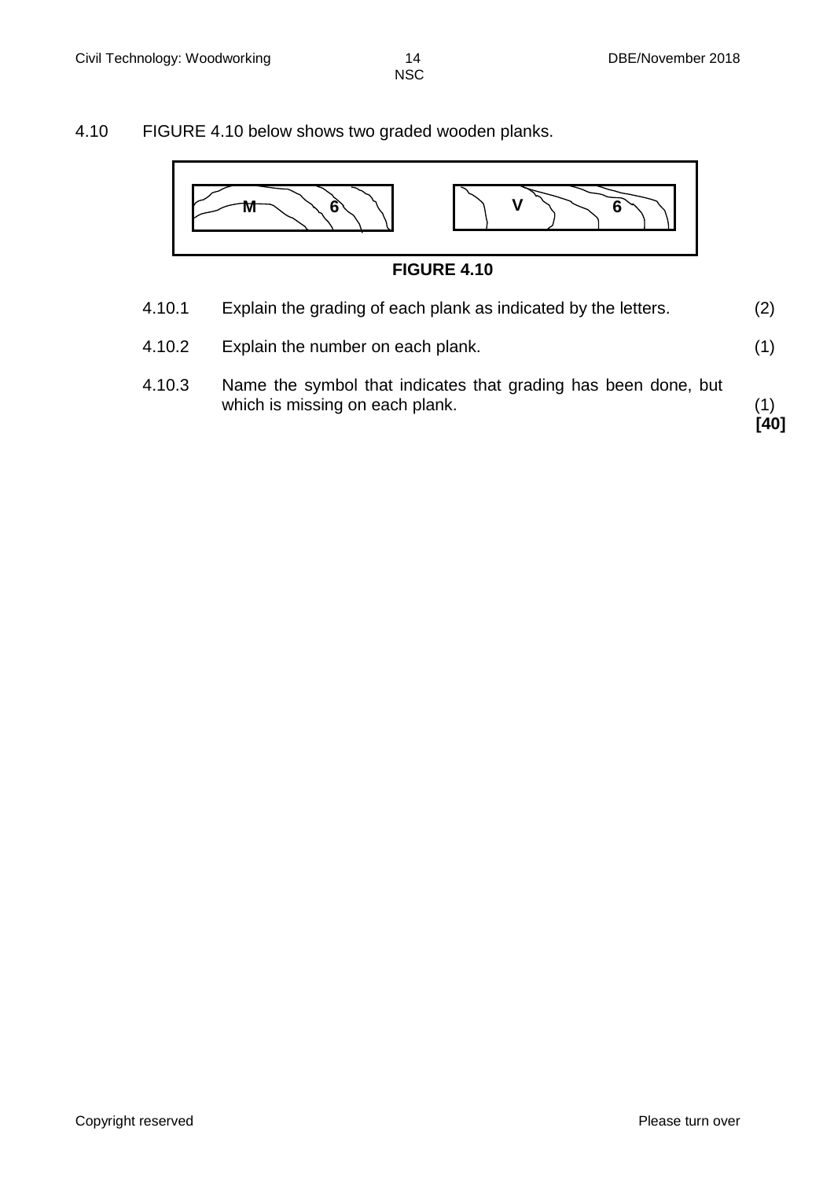4.10 FIGURE 4.10 below shows two graded wooden planks.

M 6 V 6

**FIGURE 4.10**

4.10.1 Explain the grading of each plank as indicated by the letters. (2)

4.10.2 Explain the number on each plank. (1)

4.10.3 Name the symbol that indicates that grading has been done, but which is missing on each plank. (1)

**[40]**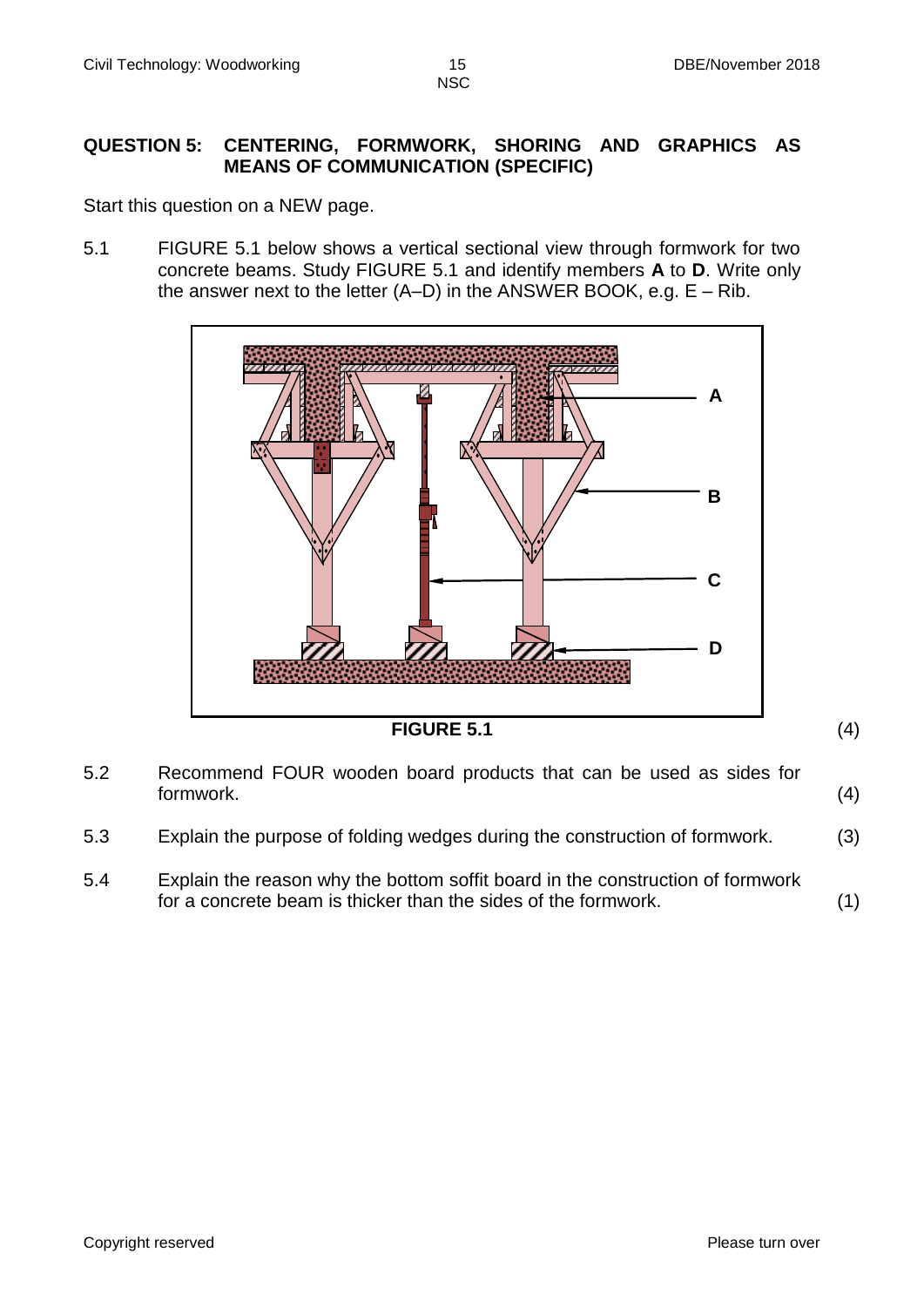## QUESTION 5: CENTERING, FORMWORK, SHORING AND GRAPHICS AS MEANS OF COMMUNICATION (SPECIFIC)

Start this question on a NEW page.

5.1 FIGURE 5.1 below shows a vertical sectional view through formwork for two concrete beams. Study FIGURE 5.1 and identify members **A** to **D**. Write only the answer next to the letter (A–D) in the ANSWER BOOK, e.g. E – Rib.

A

B

C

D

**FIGURE 5.1** (4)

5.2 Recommend FOUR wooden board products that can be used as sides for formwork. (4)

5.3 Explain the purpose of folding wedges during the construction of formwork. (3)

5.4 Explain the reason why the bottom soffit board in the construction of formwork for a concrete beam is thicker than the sides of the formwork. (1)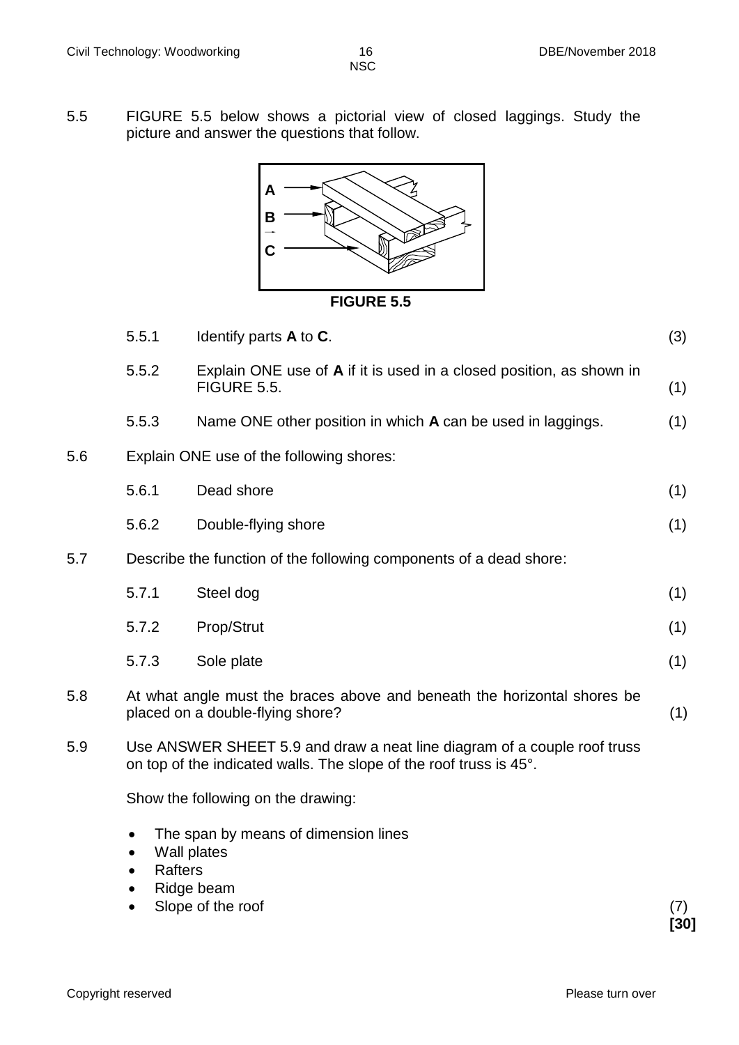5.5 FIGURE 5.5 below shows a pictorial view of closed laggings. Study the picture and answer the questions that follow.

A

B

C

FIGURE 5.5

5.5.1 Identify parts **A** to **C**. (3)

5.5.2 Explain ONE use of **A** if it is used in a closed position, as shown in FIGURE 5.5. (1)

5.5.3 Name ONE other position in which **A** can be used in laggings. (1)

5.6 Explain ONE use of the following shores:

5.6.1 Dead shore (1)

5.6.2 Double-flying shore (1)

5.7 Describe the function of the following components of a dead shore:

5.7.1 Steel dog (1)

5.7.2 Prop/Strut (1)

5.7.3 Sole plate (1)

5.8 At what angle must the braces above and beneath the horizontal shores be placed on a double-flying shore? (1)

5.9 Use ANSWER SHEET 5.9 and draw a neat line diagram of a couple roof truss on top of the indicated walls. The slope of the roof truss is 45°.

Show the following on the drawing:

- The span by means of dimension lines
- Wall plates
- Rafters
- Ridge beam
- Slope of the roof

(7)
**[30]**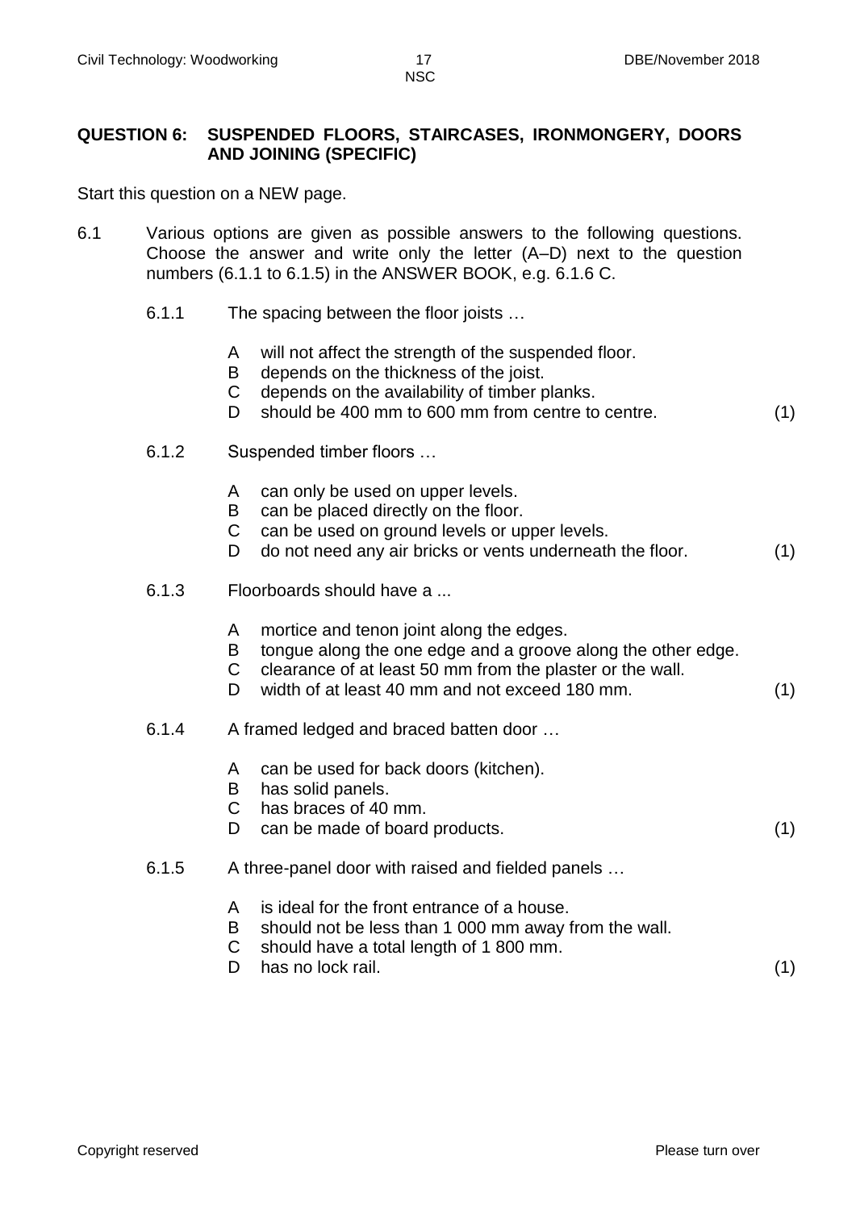## QUESTION 6: SUSPENDED FLOORS, STAIRCASES, IRONMONGERY, DOORS AND JOINING (SPECIFIC)

Start this question on a NEW page.

6.1 Various options are given as possible answers to the following questions. Choose the answer and write only the letter (A–D) next to the question numbers (6.1.1 to 6.1.5) in the ANSWER BOOK, e.g. 6.1.6 C.

6.1.1 The spacing between the floor joists …

- A will not affect the strength of the suspended floor.
- B depends on the thickness of the joist.
- C depends on the availability of timber planks.
- D should be 400 mm to 600 mm from centre to centre. (1)

6.1.2 Suspended timber floors …

- A can only be used on upper levels.
- B can be placed directly on the floor.
- C can be used on ground levels or upper levels.
- D do not need any air bricks or vents underneath the floor. (1)

6.1.3 Floorboards should have a ...

- A mortice and tenon joint along the edges.
- B tongue along the one edge and a groove along the other edge.
- C clearance of at least 50 mm from the plaster or the wall.
- D width of at least 40 mm and not exceed 180 mm. (1)

6.1.4 A framed ledged and braced batten door …

- A can be used for back doors (kitchen).
- B has solid panels.
- C has braces of 40 mm.
- D can be made of board products. (1)

6.1.5 A three-panel door with raised and fielded panels …

- A is ideal for the front entrance of a house.
- B should not be less than 1 000 mm away from the wall.
- C should have a total length of 1 800 mm.
- D has no lock rail. (1)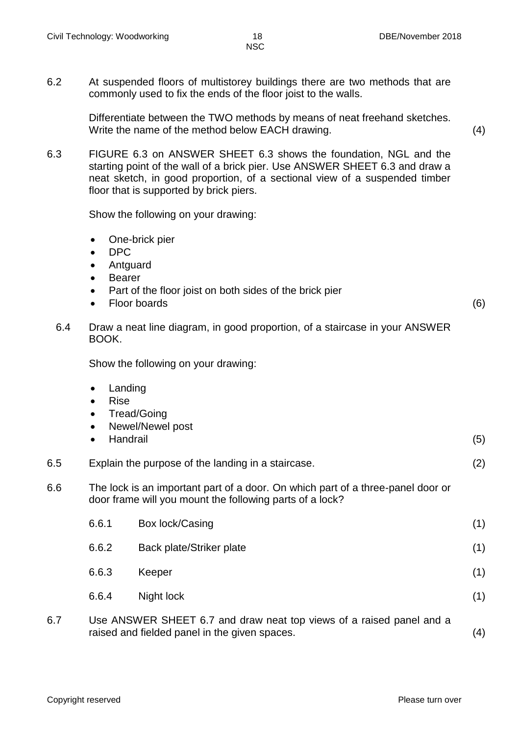6.2 At suspended floors of multistorey buildings there are two methods that are commonly used to fix the ends of the floor joist to the walls.

Differentiate between the TWO methods by means of neat freehand sketches. Write the name of the method below EACH drawing. (4)

6.3 FIGURE 6.3 on ANSWER SHEET 6.3 shows the foundation, NGL and the starting point of the wall of a brick pier. Use ANSWER SHEET 6.3 and draw a neat sketch, in good proportion, of a sectional view of a suspended timber floor that is supported by brick piers.

Show the following on your drawing:

- One-brick pier
- DPC
- Antguard
- Bearer
- Part of the floor joist on both sides of the brick pier
- Floor boards (6)

6.4 Draw a neat line diagram, in good proportion, of a staircase in your ANSWER BOOK.

Show the following on your drawing:

- Landing
- Rise
- Tread/Going
- Newel/Newel post
- Handrail (5)

6.5 Explain the purpose of the landing in a staircase. (2)

6.6 The lock is an important part of a door. On which part of a three-panel door or door frame will you mount the following parts of a lock?

| | | |
|---|---|---|
| 6.6.1 | Box lock/Casing | (1) |
| 6.6.2 | Back plate/Striker plate | (1) |
| 6.6.3 | Keeper | (1) |
| 6.6.4 | Night lock | (1) |

6.7 Use ANSWER SHEET 6.7 and draw neat top views of a raised panel and a raised and fielded panel in the given spaces. (4)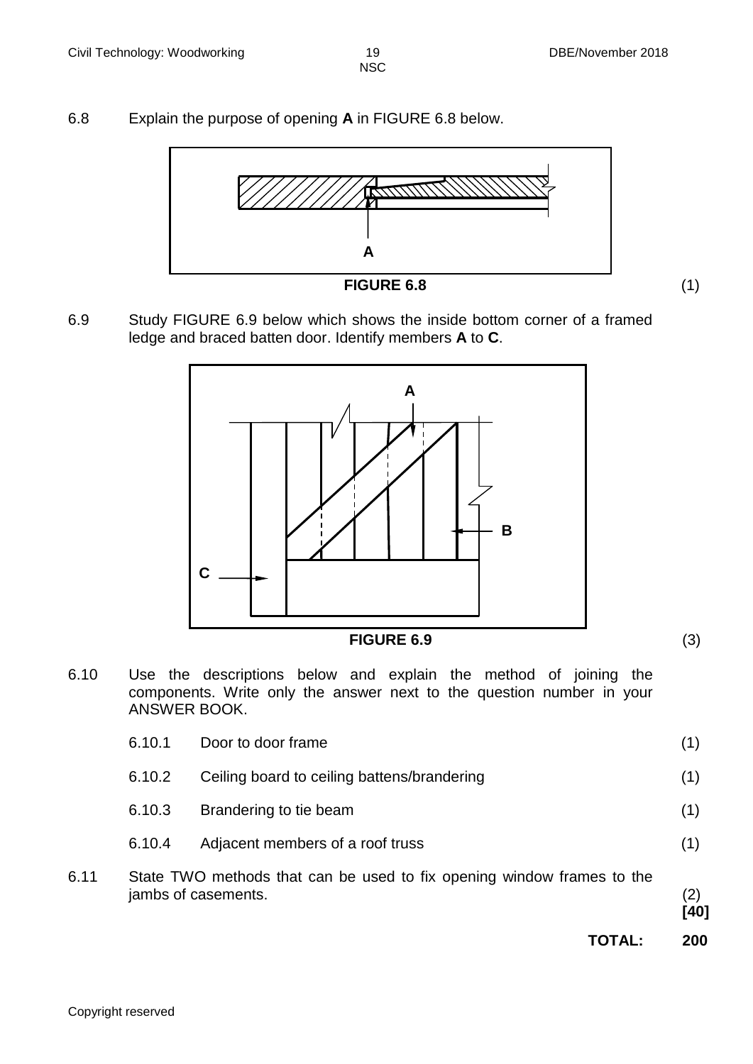6.8 Explain the purpose of opening **A** in FIGURE 6.8 below.

**FIGURE 6.8** (1)

6.9 Study FIGURE 6.9 below which shows the inside bottom corner of a framed ledge and braced batten door. Identify members **A** to **C**.

**FIGURE 6.9** (3)

6.10 Use the descriptions below and explain the method of joining the components. Write only the answer next to the question number in your ANSWER BOOK.

| | | |
|---|---|---|
| 6.10.1 | Door to door frame | (1) |
| 6.10.2 | Ceiling board to ceiling battens/brandering | (1) |
| 6.10.3 | Brandering to tie beam | (1) |
| 6.10.4 | Adjacent members of a roof truss | (1) |

6.11 State TWO methods that can be used to fix opening window frames to the jambs of casements. (2)

**[40]**

**TOTAL: 200**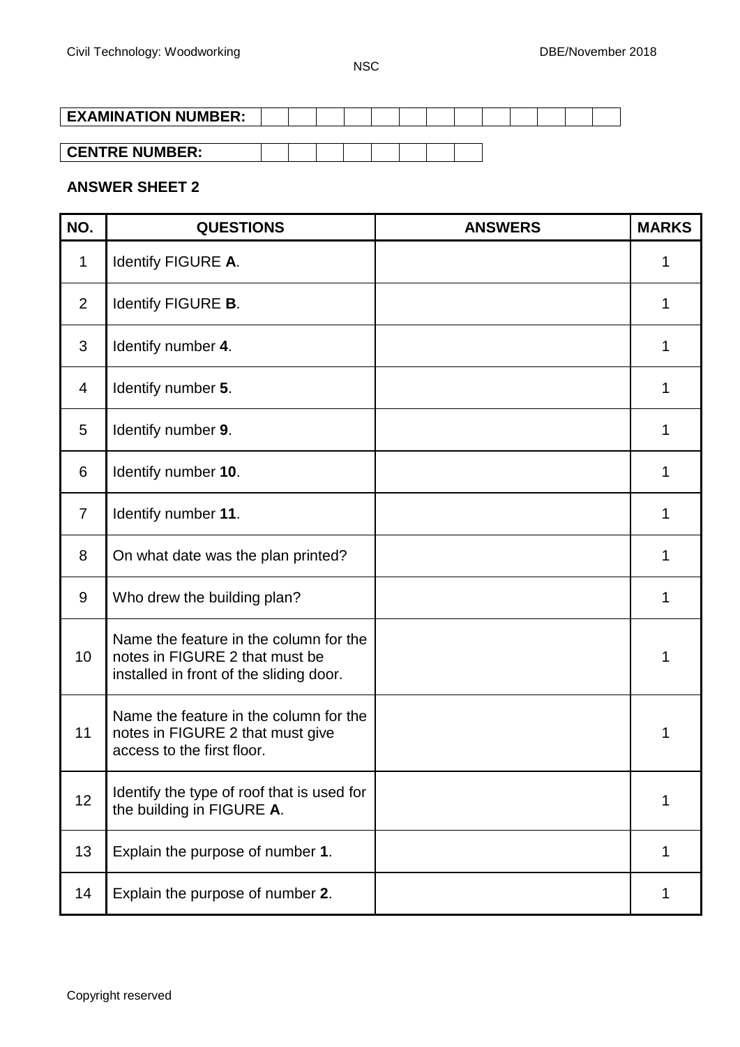| **EXAMINATION NUMBER:** | | | | | | | | | | | | | |
|---|---|---|---|---|---|---|---|---|---|---|---|---|---|

| **CENTRE NUMBER:** | | | | | | | | |
|---|---|---|---|---|---|---|---|---|

**ANSWER SHEET 2**

| NO. | QUESTIONS | ANSWERS | MARKS |
|---|---|---|---|
| 1 | Identify FIGURE **A**. | | 1 |
| 2 | Identify FIGURE **B**. | | 1 |
| 3 | Identify number **4**. | | 1 |
| 4 | Identify number **5**. | | 1 |
| 5 | Identify number **9**. | | 1 |
| 6 | Identify number **10**. | | 1 |
| 7 | Identify number **11**. | | 1 |
| 8 | On what date was the plan printed? | | 1 |
| 9 | Who drew the building plan? | | 1 |
| 10 | Name the feature in the column for the notes in FIGURE 2 that must be installed in front of the sliding door. | | 1 |
| 11 | Name the feature in the column for the notes in FIGURE 2 that must give access to the first floor. | | 1 |
| 12 | Identify the type of roof that is used for the building in FIGURE **A**. | | 1 |
| 13 | Explain the purpose of number **1**. | | 1 |
| 14 | Explain the purpose of number **2**. | | 1 |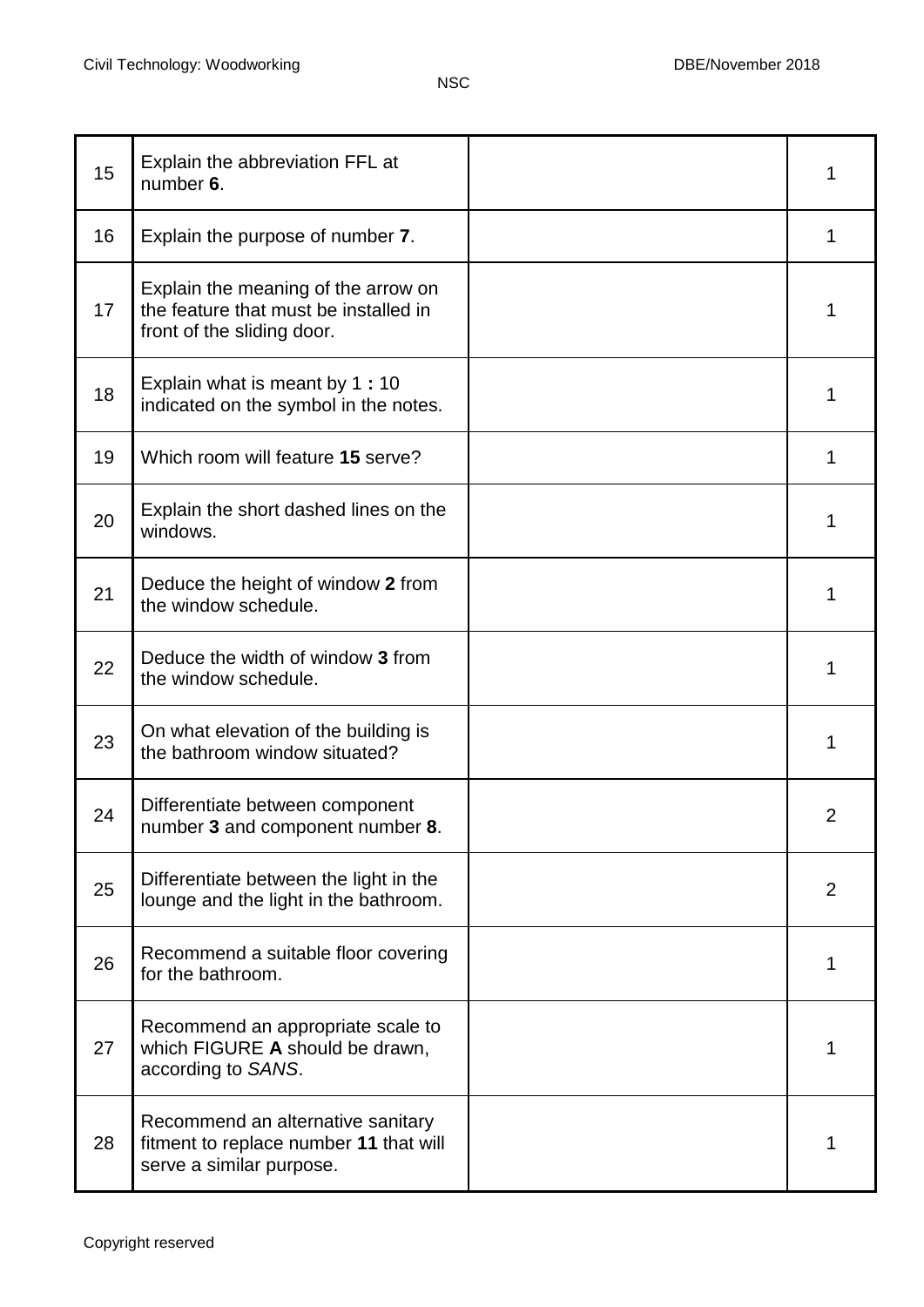| 15 | Explain the abbreviation FFL at number **6**. | | 1 |
|---|---|---|---|
| 16 | Explain the purpose of number **7**. | | 1 |
| 17 | Explain the meaning of the arrow on the feature that must be installed in front of the sliding door. | | 1 |
| 18 | Explain what is meant by 1 **:** 10 indicated on the symbol in the notes. | | 1 |
| 19 | Which room will feature **15** serve? | | 1 |
| 20 | Explain the short dashed lines on the windows. | | 1 |
| 21 | Deduce the height of window **2** from the window schedule. | | 1 |
| 22 | Deduce the width of window **3** from the window schedule. | | 1 |
| 23 | On what elevation of the building is the bathroom window situated? | | 1 |
| 24 | Differentiate between component number **3** and component number **8**. | | 2 |
| 25 | Differentiate between the light in the lounge and the light in the bathroom. | | 2 |
| 26 | Recommend a suitable floor covering for the bathroom. | | 1 |
| 27 | Recommend an appropriate scale to which FIGURE **A** should be drawn, according to *SANS*. | | 1 |
| 28 | Recommend an alternative sanitary fitment to replace number **11** that will serve a similar purpose. | | 1 |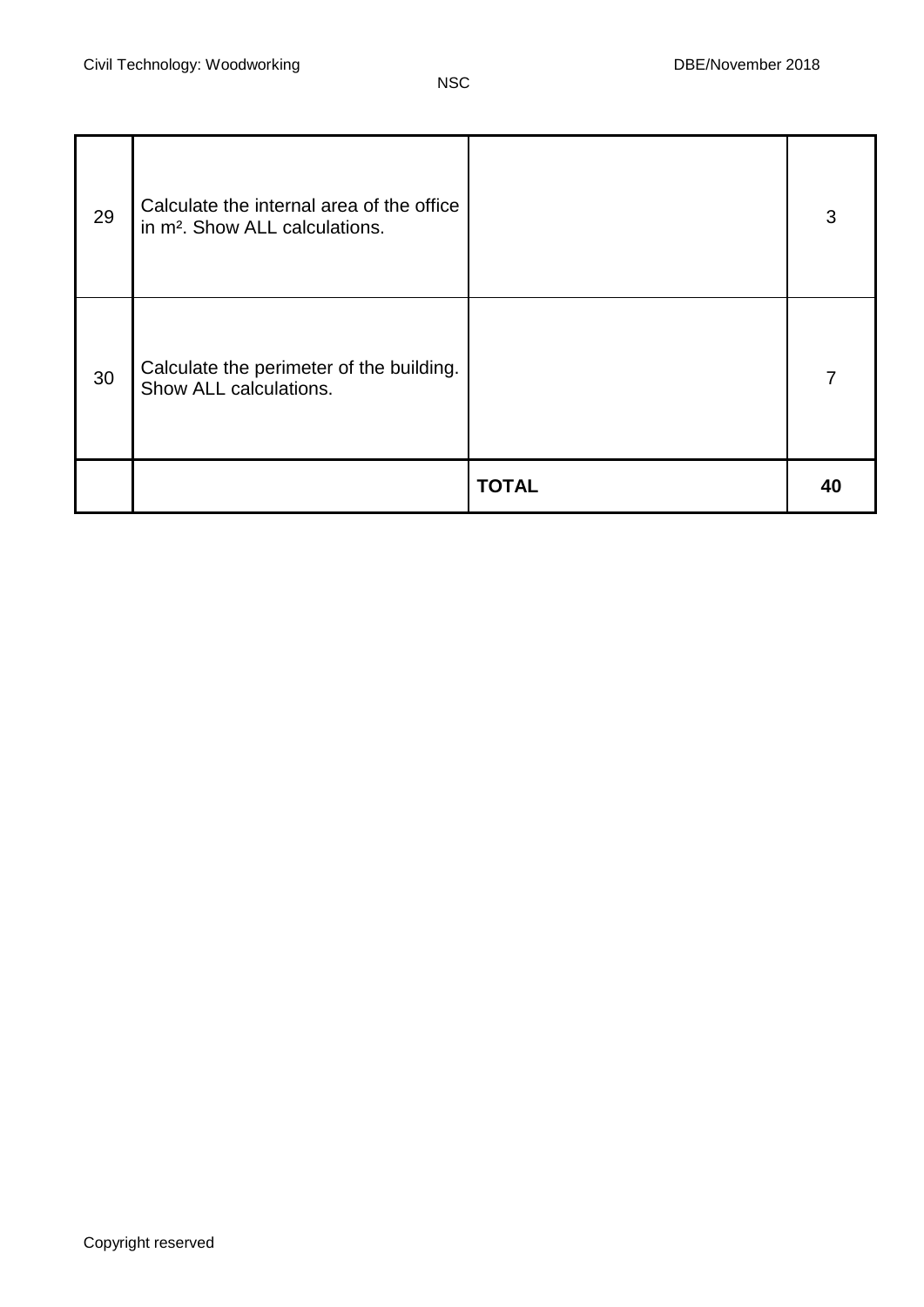| | | | |
|---|---|---|---|
| 29 | Calculate the internal area of the office in m². Show ALL calculations. | | 3 |
| 30 | Calculate the perimeter of the building. Show ALL calculations. | | 7 |
| | | **TOTAL** | **40** |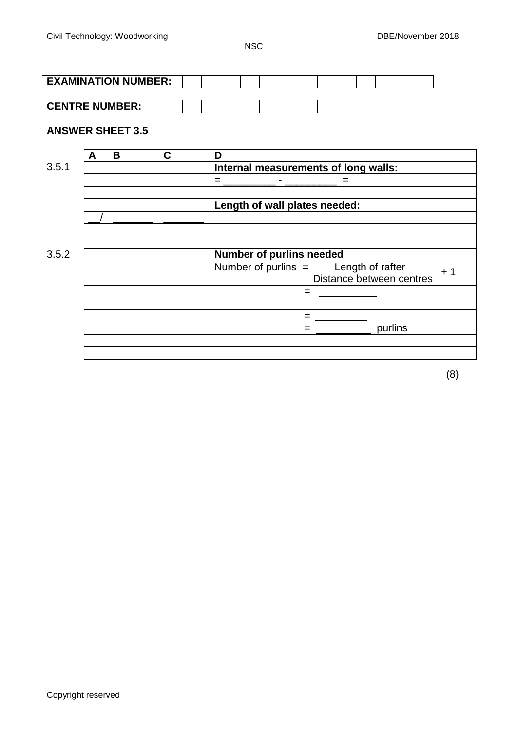**EXAMINATION NUMBER:** | | | | | | | | | | | | | |

**CENTRE NUMBER:** | | | | | | | | |

**ANSWER SHEET 3.5**

| | A | B | C | D |
|---|---|---|---|---|
| 3.5.1 | | | | **Internal measurements of long walls:** |
| | | | | = _________ - _________ = |
| | | | | |
| | | | | **Length of wall plates needed:** |
| | __/ | _______ | _______ | |
| | | | | |
| | | | | |
| 3.5.2 | | | | **Number of purlins needed** |
| | | | | Number of purlins = $\frac{\text{Length of rafter}}{\text{Distance between centres}} + 1$ |
| | | | | = __________ |
| | | | | = _________ |
| | | | | = _________ purlins |
| | | | | |
| | | | | |

(8)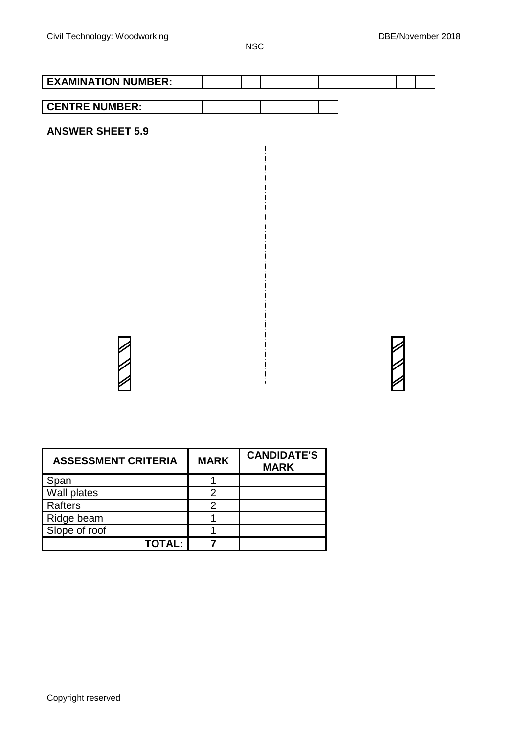| EXAMINATION NUMBER: | | | | | | | | | | | | | |
|---|---|---|---|---|---|---|---|---|---|---|---|---|---|

| CENTRE NUMBER: | | | | | | | | |
|---|---|---|---|---|---|---|---|---|

## ANSWER SHEET 5.9

| ASSESSMENT CRITERIA | MARK | CANDIDATE'S MARK |
|---|---|---|
| Span | 1 | |
| Wall plates | 2 | |
| Rafters | 2 | |
| Ridge beam | 1 | |
| Slope of roof | 1 | |
| **TOTAL:** | **7** | |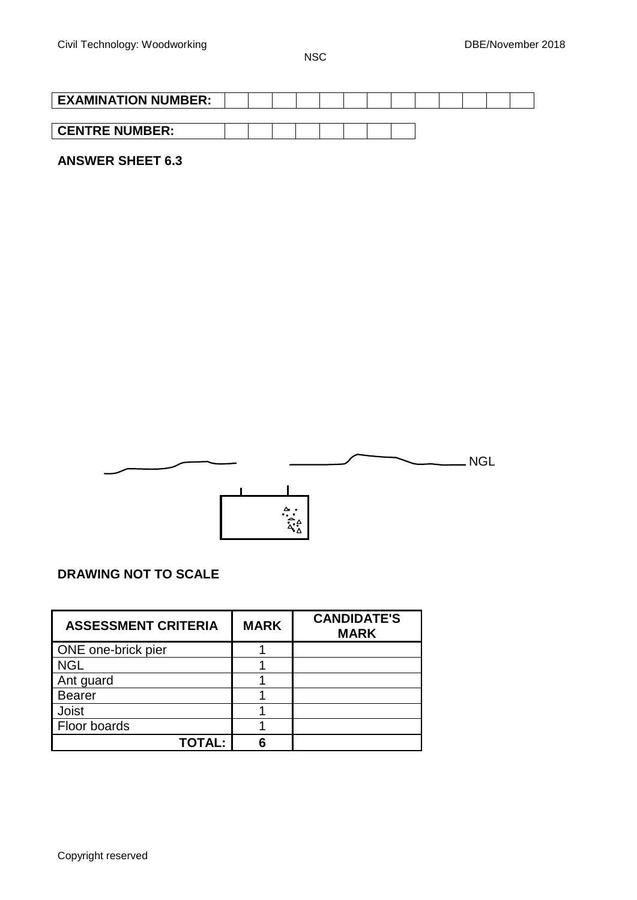| **EXAMINATION NUMBER:** | | | | | | | | | | | | | |
|---|---|---|---|---|---|---|---|---|---|---|---|---|---|

| **CENTRE NUMBER:** | | | | | | | | |
|---|---|---|---|---|---|---|---|---|

**ANSWER SHEET 6.3**

NGL

**DRAWING NOT TO SCALE**

| **ASSESSMENT CRITERIA** | **MARK** | **CANDIDATE'S MARK** |
|---|---|---|
| ONE one-brick pier | 1 | |
| NGL | 1 | |
| Ant guard | 1 | |
| Bearer | 1 | |
| Joist | 1 | |
| Floor boards | 1 | |
| **TOTAL:** | **6** | |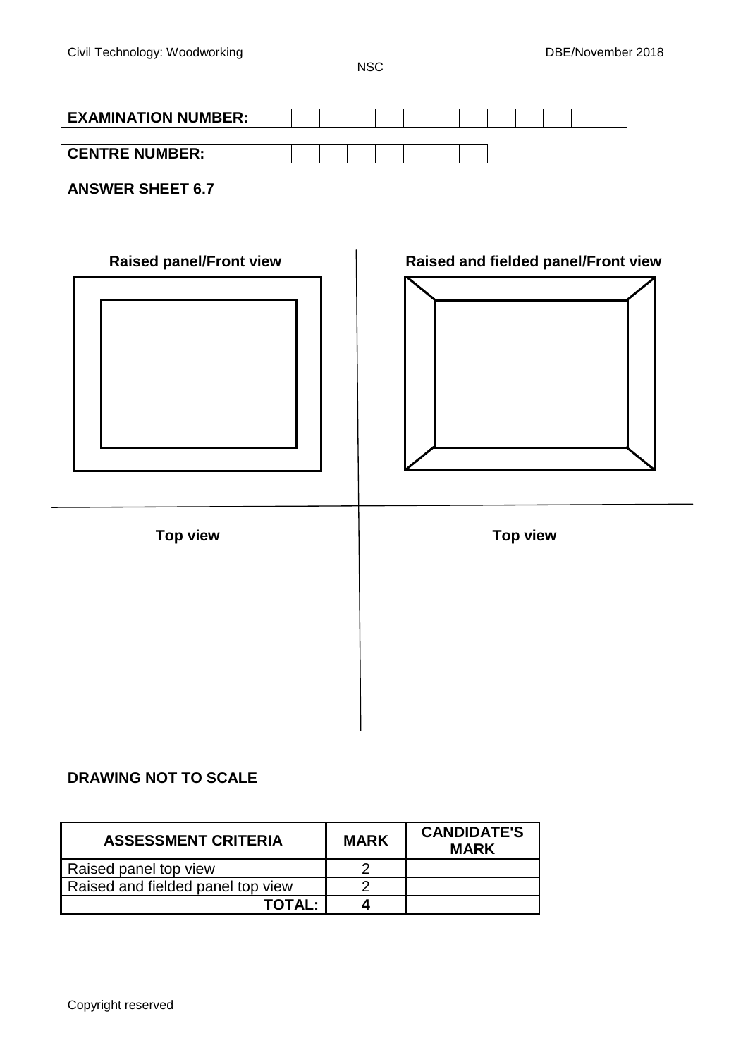| EXAMINATION NUMBER: | | | | | | | | | | | | | |
|---|---|---|---|---|---|---|---|---|---|---|---|---|---|

| CENTRE NUMBER: | | | | | | | | |
|---|---|---|---|---|---|---|---|---|

**ANSWER SHEET 6.7**

**Raised panel/Front view**

**Raised and fielded panel/Front view**

**Top view**

**Top view**

**DRAWING NOT TO SCALE**

| ASSESSMENT CRITERIA | MARK | CANDIDATE'S MARK |
|---|---|---|
| Raised panel top view | 2 | |
| Raised and fielded panel top view | 2 | |
| **TOTAL:** | **4** | |